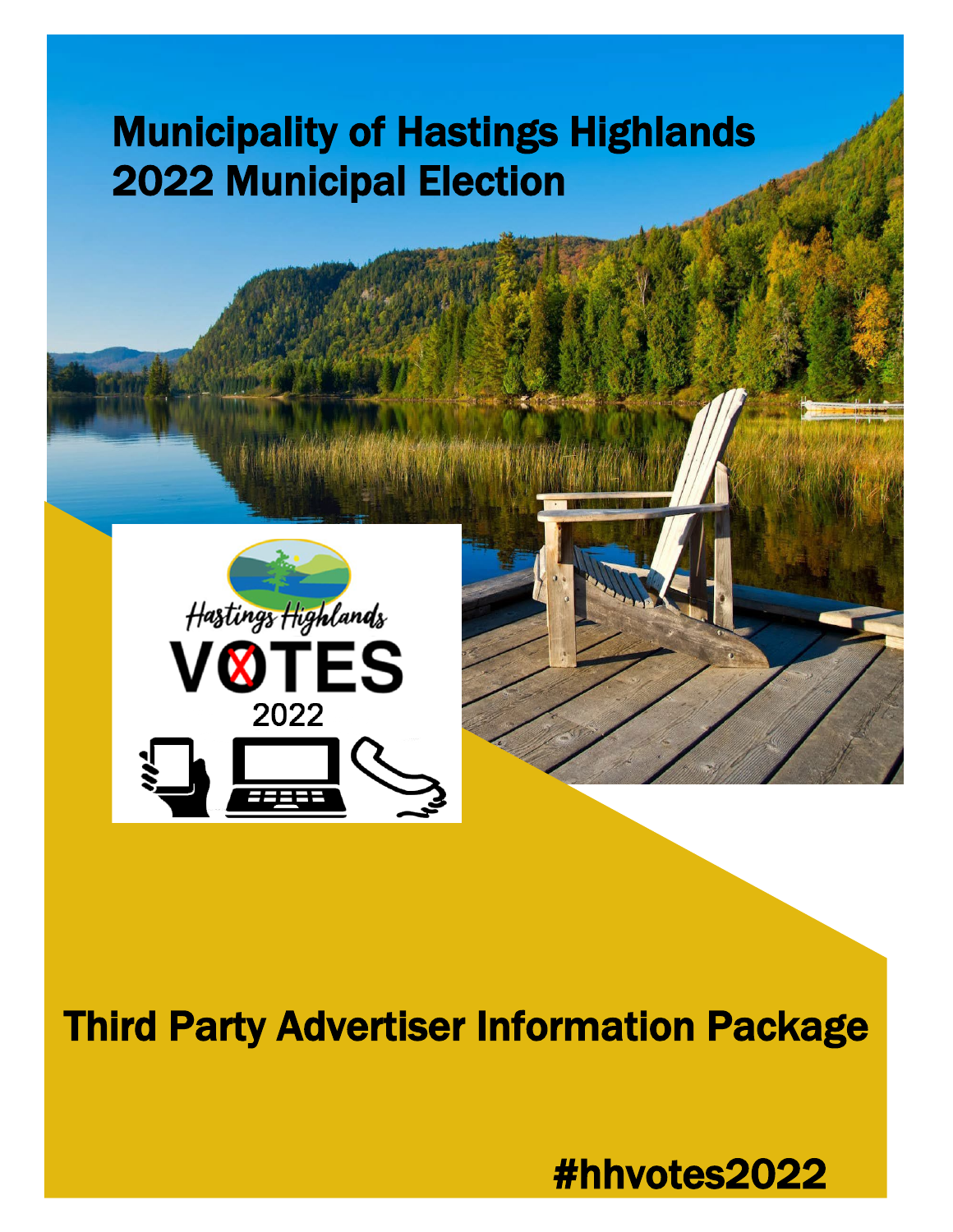# Municipality of Hastings Highlands
# 2022 Municipal Election

Hastings Highlands

VOTES

2022

# Third Party Advertiser Information Package

#hhvotes2022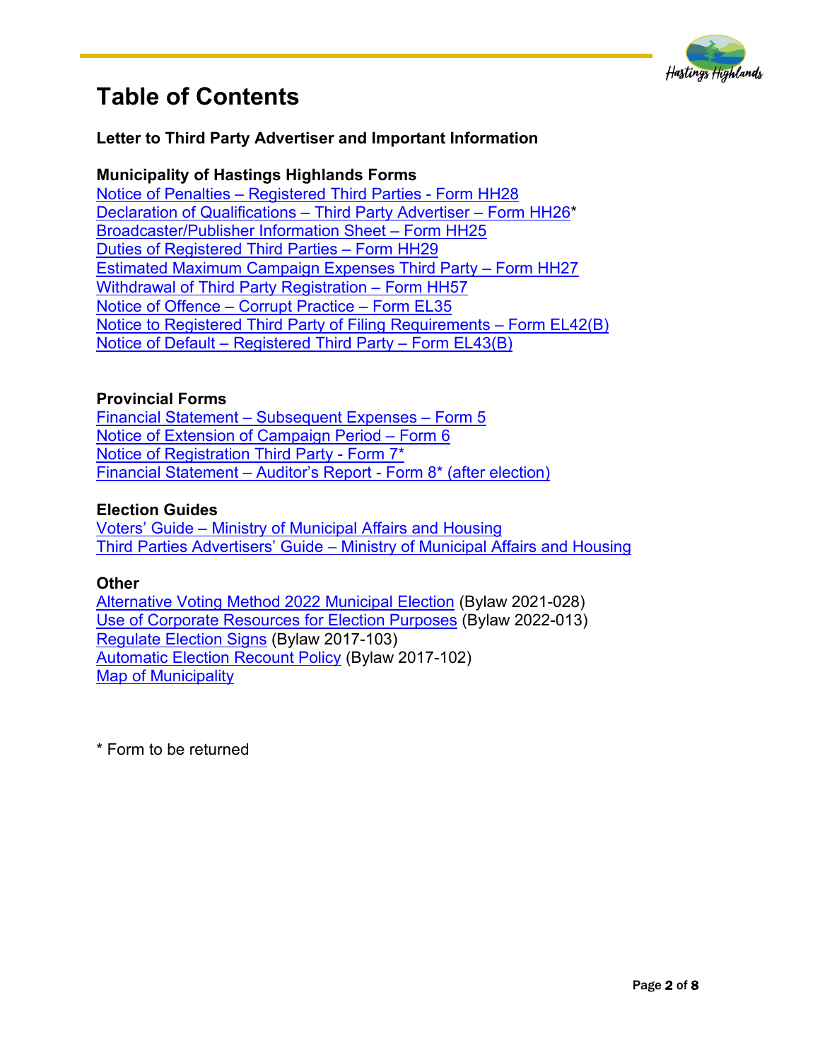# Table of Contents

**Letter to Third Party Advertiser and Important Information**

**Municipality of Hastings Highlands Forms**

Notice of Penalties – Registered Third Parties - Form HH28
Declaration of Qualifications – Third Party Advertiser – Form HH26*
Broadcaster/Publisher Information Sheet – Form HH25
Duties of Registered Third Parties – Form HH29
Estimated Maximum Campaign Expenses Third Party – Form HH27
Withdrawal of Third Party Registration – Form HH57
Notice of Offence – Corrupt Practice – Form EL35
Notice to Registered Third Party of Filing Requirements – Form EL42(B)
Notice of Default – Registered Third Party – Form EL43(B)

**Provincial Forms**

Financial Statement – Subsequent Expenses – Form 5
Notice of Extension of Campaign Period – Form 6
Notice of Registration Third Party - Form 7*
Financial Statement – Auditor's Report - Form 8* (after election)

**Election Guides**

Voters' Guide – Ministry of Municipal Affairs and Housing
Third Parties Advertisers' Guide – Ministry of Municipal Affairs and Housing

**Other**

Alternative Voting Method 2022 Municipal Election (Bylaw 2021-028)
Use of Corporate Resources for Election Purposes (Bylaw 2022-013)
Regulate Election Signs (Bylaw 2017-103)
Automatic Election Recount Policy (Bylaw 2017-102)
Map of Municipality

\* Form to be returned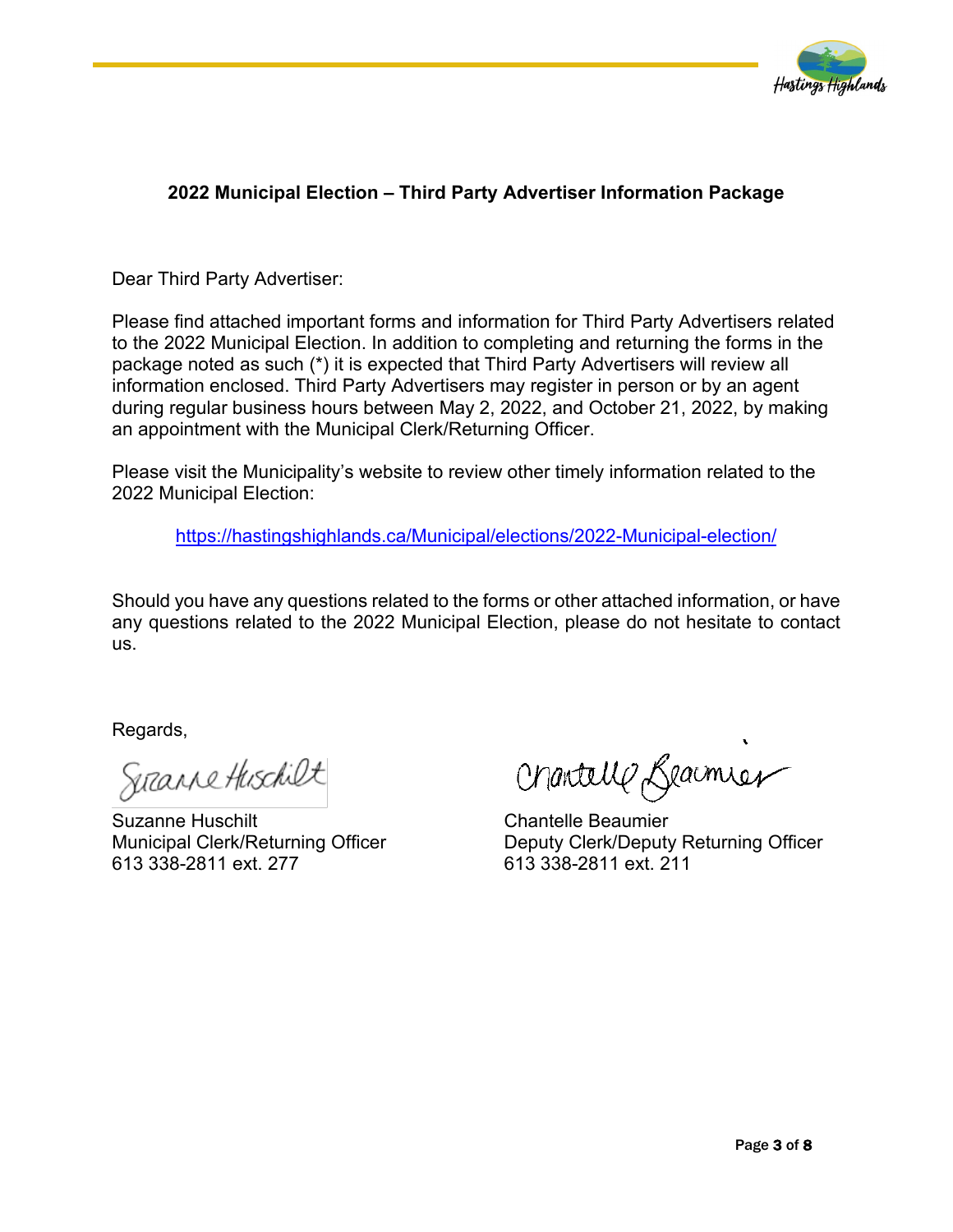**2022 Municipal Election – Third Party Advertiser Information Package**

Dear Third Party Advertiser:

Please find attached important forms and information for Third Party Advertisers related to the 2022 Municipal Election. In addition to completing and returning the forms in the package noted as such (*) it is expected that Third Party Advertisers will review all information enclosed. Third Party Advertisers may register in person or by an agent during regular business hours between May 2, 2022, and October 21, 2022, by making an appointment with the Municipal Clerk/Returning Officer.

Please visit the Municipality's website to review other timely information related to the 2022 Municipal Election:

https://hastingshighlands.ca/Municipal/elections/2022-Municipal-election/

Should you have any questions related to the forms or other attached information, or have any questions related to the 2022 Municipal Election, please do not hesitate to contact us.

Regards,

Suzanne Huschilt
Municipal Clerk/Returning Officer
613 338-2811 ext. 277

Chantelle Beaumier
Deputy Clerk/Deputy Returning Officer
613 338-2811 ext. 211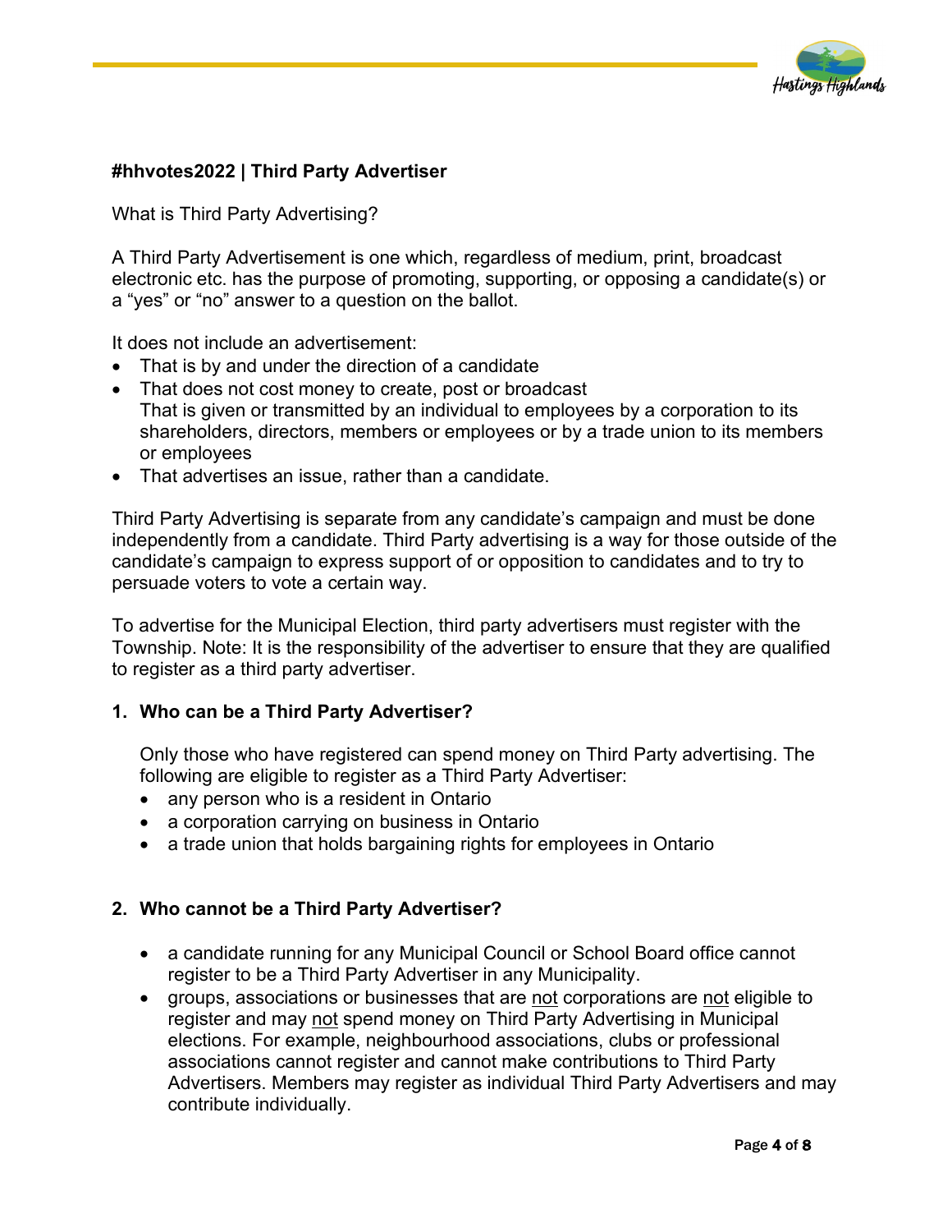**#hhvotes2022 | Third Party Advertiser**

What is Third Party Advertising?

A Third Party Advertisement is one which, regardless of medium, print, broadcast electronic etc. has the purpose of promoting, supporting, or opposing a candidate(s) or a "yes" or "no" answer to a question on the ballot.

It does not include an advertisement:

- That is by and under the direction of a candidate
- That does not cost money to create, post or broadcast
  That is given or transmitted by an individual to employees by a corporation to its shareholders, directors, members or employees or by a trade union to its members or employees
- That advertises an issue, rather than a candidate.

Third Party Advertising is separate from any candidate's campaign and must be done independently from a candidate. Third Party advertising is a way for those outside of the candidate's campaign to express support of or opposition to candidates and to try to persuade voters to vote a certain way.

To advertise for the Municipal Election, third party advertisers must register with the Township. Note: It is the responsibility of the advertiser to ensure that they are qualified to register as a third party advertiser.

**1. Who can be a Third Party Advertiser?**

Only those who have registered can spend money on Third Party advertising. The following are eligible to register as a Third Party Advertiser:

- any person who is a resident in Ontario
- a corporation carrying on business in Ontario
- a trade union that holds bargaining rights for employees in Ontario

**2. Who cannot be a Third Party Advertiser?**

- a candidate running for any Municipal Council or School Board office cannot register to be a Third Party Advertiser in any Municipality.
- groups, associations or businesses that are <u>not</u> corporations are <u>not</u> eligible to register and may <u>not</u> spend money on Third Party Advertising in Municipal elections. For example, neighbourhood associations, clubs or professional associations cannot register and cannot make contributions to Third Party Advertisers. Members may register as individual Third Party Advertisers and may contribute individually.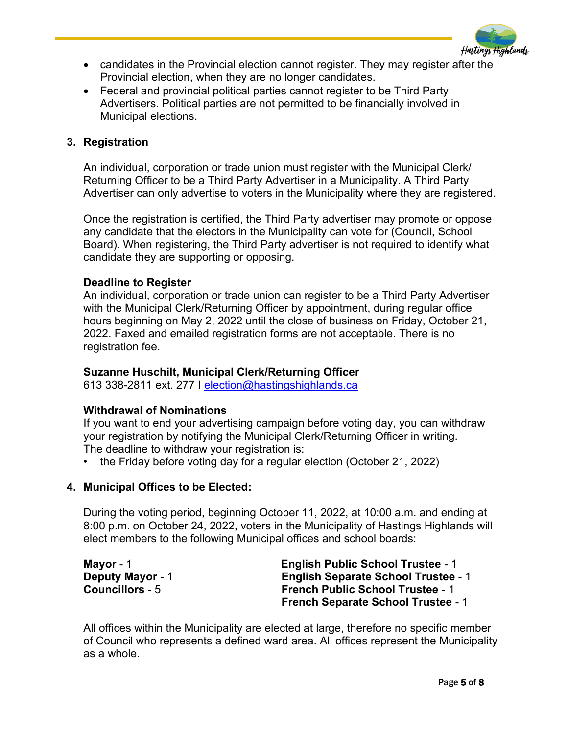- candidates in the Provincial election cannot register. They may register after the Provincial election, when they are no longer candidates.
- Federal and provincial political parties cannot register to be Third Party Advertisers. Political parties are not permitted to be financially involved in Municipal elections.

## 3. Registration

An individual, corporation or trade union must register with the Municipal Clerk/ Returning Officer to be a Third Party Advertiser in a Municipality. A Third Party Advertiser can only advertise to voters in the Municipality where they are registered.

Once the registration is certified, the Third Party advertiser may promote or oppose any candidate that the electors in the Municipality can vote for (Council, School Board). When registering, the Third Party advertiser is not required to identify what candidate they are supporting or opposing.

**Deadline to Register**

An individual, corporation or trade union can register to be a Third Party Advertiser with the Municipal Clerk/Returning Officer by appointment, during regular office hours beginning on May 2, 2022 until the close of business on Friday, October 21, 2022. Faxed and emailed registration forms are not acceptable. There is no registration fee.

**Suzanne Huschilt, Municipal Clerk/Returning Officer**

613 338-2811 ext. 277 I election@hastingshighlands.ca

**Withdrawal of Nominations**

If you want to end your advertising campaign before voting day, you can withdraw your registration by notifying the Municipal Clerk/Returning Officer in writing. The deadline to withdraw your registration is:

- the Friday before voting day for a regular election (October 21, 2022)

## 4. Municipal Offices to be Elected:

During the voting period, beginning October 11, 2022, at 10:00 a.m. and ending at 8:00 p.m. on October 24, 2022, voters in the Municipality of Hastings Highlands will elect members to the following Municipal offices and school boards:

**Mayor** - 1
**Deputy Mayor** - 1
**Councillors** - 5

**English Public School Trustee** - 1
**English Separate School Trustee** - 1
**French Public School Trustee** - 1
**French Separate School Trustee** - 1

All offices within the Municipality are elected at large, therefore no specific member of Council who represents a defined ward area. All offices represent the Municipality as a whole.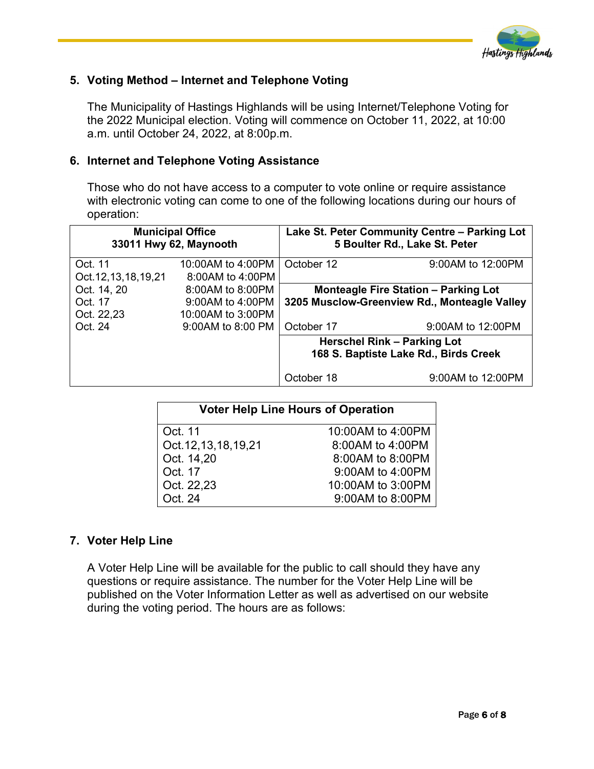## 5. Voting Method – Internet and Telephone Voting

The Municipality of Hastings Highlands will be using Internet/Telephone Voting for the 2022 Municipal election. Voting will commence on October 11, 2022, at 10:00 a.m. until October 24, 2022, at 8:00p.m.

## 6. Internet and Telephone Voting Assistance

Those who do not have access to a computer to vote online or require assistance with electronic voting can come to one of the following locations during our hours of operation:

| **Municipal Office**<br>**33011 Hwy 62, Maynooth** | | **Lake St. Peter Community Centre – Parking Lot**<br>**5 Boulter Rd., Lake St. Peter** | |
|---|---|---|---|
| Oct. 11 | 10:00AM to 4:00PM | October 12 | 9:00AM to 12:00PM |
| Oct.12,13,18,19,21 | 8:00AM to 4:00PM | | |
| Oct. 14, 20 | 8:00AM to 8:00PM | **Monteagle Fire Station – Parking Lot**<br>**3205 Musclow-Greenview Rd., Monteagle Valley** | |
| Oct. 17 | 9:00AM to 4:00PM | | |
| Oct. 22,23 | 10:00AM to 3:00PM | | |
| Oct. 24 | 9:00AM to 8:00 PM | October 17 | 9:00AM to 12:00PM |
| | | **Herschel Rink – Parking Lot**<br>**168 S. Baptiste Lake Rd., Birds Creek** | |
| | | October 18 | 9:00AM to 12:00PM |

| **Voter Help Line Hours of Operation** | |
|---|---|
| Oct. 11 | 10:00AM to 4:00PM |
| Oct.12,13,18,19,21 | 8:00AM to 4:00PM |
| Oct. 14,20 | 8:00AM to 8:00PM |
| Oct. 17 | 9:00AM to 4:00PM |
| Oct. 22,23 | 10:00AM to 3:00PM |
| Oct. 24 | 9:00AM to 8:00PM |

## 7. Voter Help Line

A Voter Help Line will be available for the public to call should they have any questions or require assistance. The number for the Voter Help Line will be published on the Voter Information Letter as well as advertised on our website during the voting period. The hours are as follows: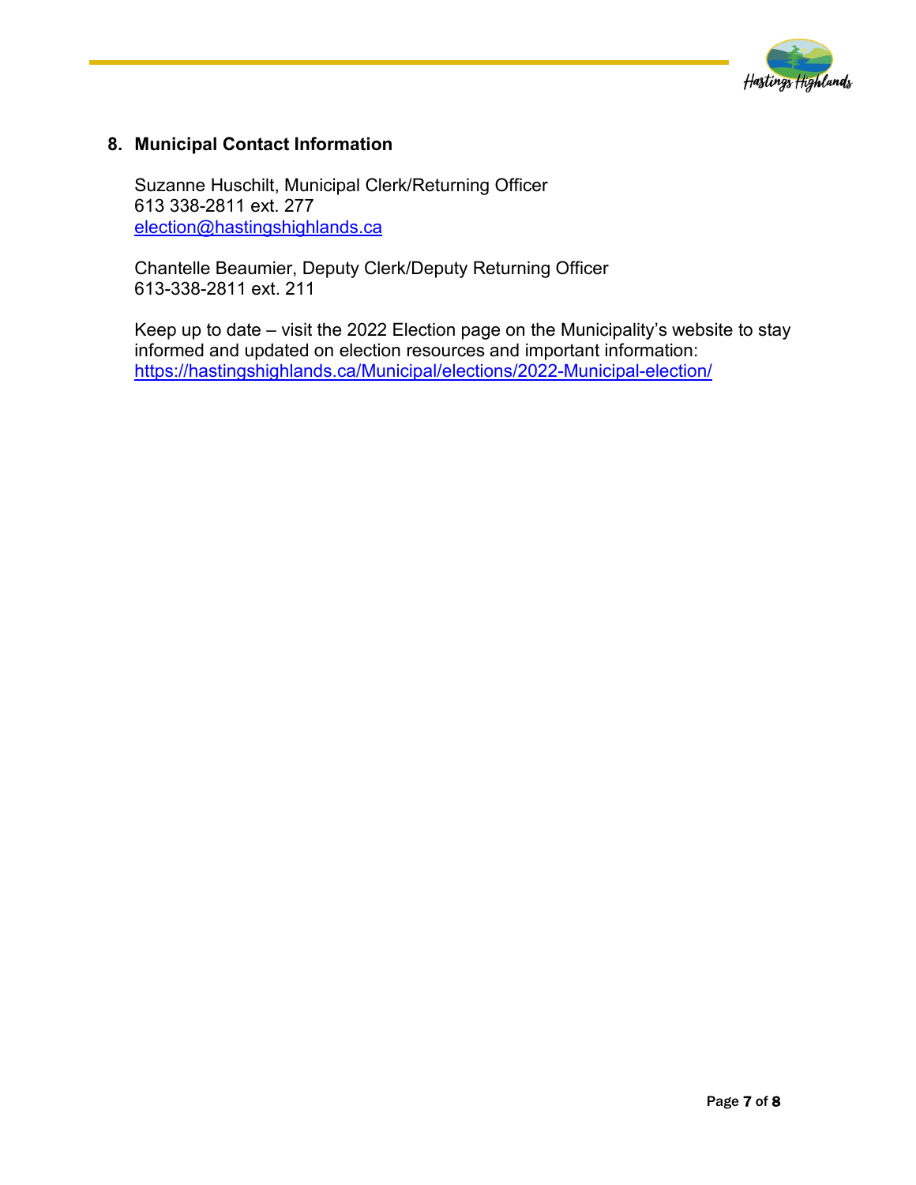## 8. Municipal Contact Information

Suzanne Huschilt, Municipal Clerk/Returning Officer
613 338-2811 ext. 277
election@hastingshighlands.ca

Chantelle Beaumier, Deputy Clerk/Deputy Returning Officer
613-338-2811 ext. 211

Keep up to date – visit the 2022 Election page on the Municipality's website to stay informed and updated on election resources and important information:
https://hastingshighlands.ca/Municipal/elections/2022-Municipal-election/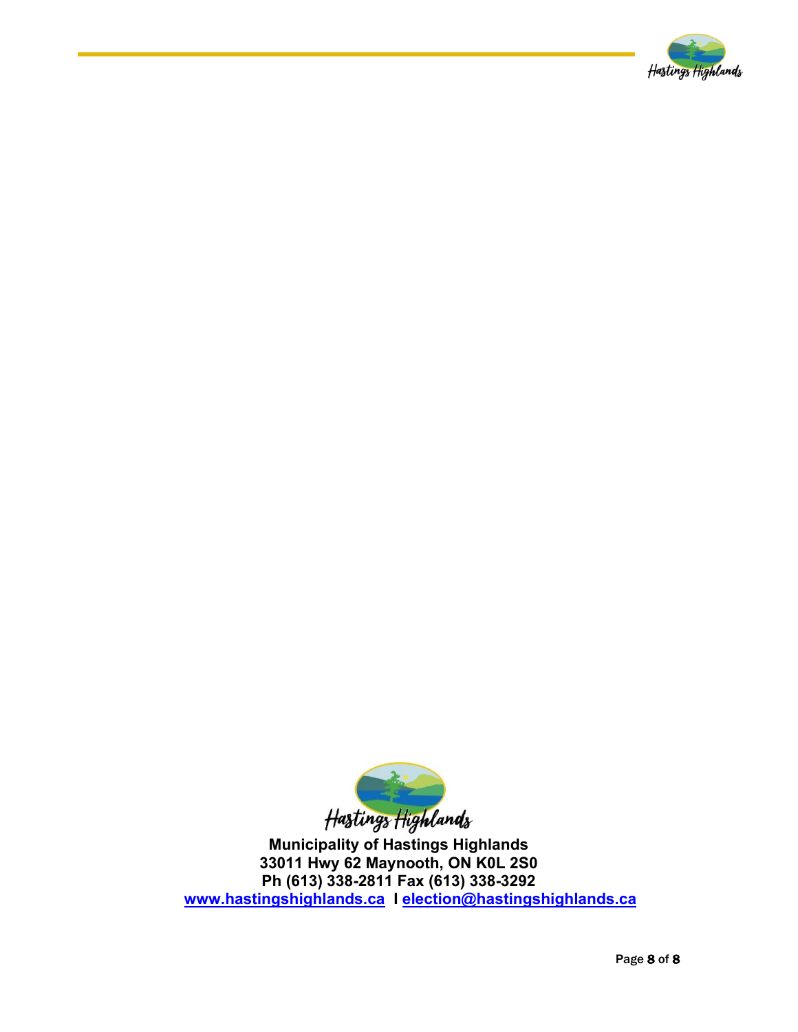**Municipality of Hastings Highlands**
**33011 Hwy 62 Maynooth, ON K0L 2S0**
**Ph (613) 338-2811 Fax (613) 338-3292**
**www.hastingshighlands.ca I election@hastingshighlands.ca**